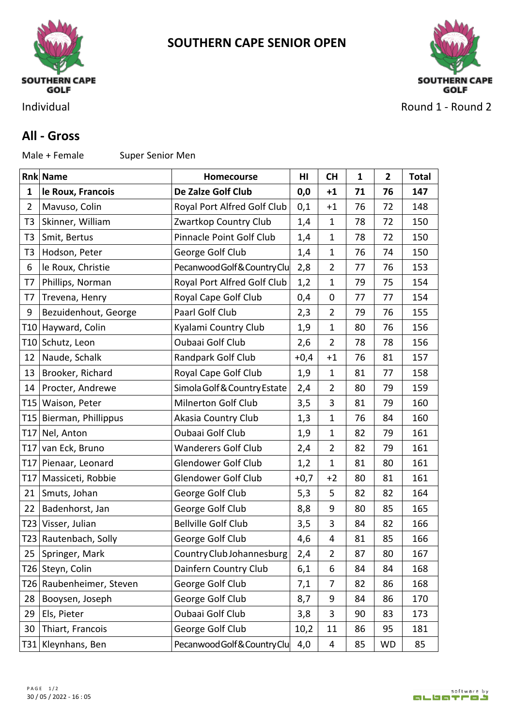# SOUTHERN CAPE SENIOR OPEN

Individual

Round 1 - Round 2

## All - Gross

Male + Female Super Senior Men

| Rnk | Name | Homecourse | HI | CH | 1 | 2 | Total |
|---|---|---|---|---|---|---|---|
| **1** | **le Roux, Francois** | **De Zalze Golf Club** | **0,0** | **+1** | **71** | **76** | **147** |
| 2 | Mavuso, Colin | Royal Port Alfred Golf Club | 0,1 | +1 | 76 | 72 | 148 |
| T3 | Skinner, William | Zwartkop Country Club | 1,4 | 1 | 78 | 72 | 150 |
| T3 | Smit, Bertus | Pinnacle Point Golf Club | 1,4 | 1 | 78 | 72 | 150 |
| T3 | Hodson, Peter | George Golf Club | 1,4 | 1 | 76 | 74 | 150 |
| 6 | le Roux, Christie | Pecanwood Golf & Country Clu | 2,8 | 2 | 77 | 76 | 153 |
| T7 | Phillips, Norman | Royal Port Alfred Golf Club | 1,2 | 1 | 79 | 75 | 154 |
| T7 | Trevena, Henry | Royal Cape Golf Club | 0,4 | 0 | 77 | 77 | 154 |
| 9 | Bezuidenhout, George | Paarl Golf Club | 2,3 | 2 | 79 | 76 | 155 |
| T10 | Hayward, Colin | Kyalami Country Club | 1,9 | 1 | 80 | 76 | 156 |
| T10 | Schutz, Leon | Oubaai Golf Club | 2,6 | 2 | 78 | 78 | 156 |
| 12 | Naude, Schalk | Randpark Golf Club | +0,4 | +1 | 76 | 81 | 157 |
| 13 | Brooker, Richard | Royal Cape Golf Club | 1,9 | 1 | 81 | 77 | 158 |
| 14 | Procter, Andrewe | Simola Golf & Country Estate | 2,4 | 2 | 80 | 79 | 159 |
| T15 | Waison, Peter | Milnerton Golf Club | 3,5 | 3 | 81 | 79 | 160 |
| T15 | Bierman, Phillippus | Akasia Country Club | 1,3 | 1 | 76 | 84 | 160 |
| T17 | Nel, Anton | Oubaai Golf Club | 1,9 | 1 | 82 | 79 | 161 |
| T17 | van Eck, Bruno | Wanderers Golf Club | 2,4 | 2 | 82 | 79 | 161 |
| T17 | Pienaar, Leonard | Glendower Golf Club | 1,2 | 1 | 81 | 80 | 161 |
| T17 | Massiceti, Robbie | Glendower Golf Club | +0,7 | +2 | 80 | 81 | 161 |
| 21 | Smuts, Johan | George Golf Club | 5,3 | 5 | 82 | 82 | 164 |
| 22 | Badenhorst, Jan | George Golf Club | 8,8 | 9 | 80 | 85 | 165 |
| T23 | Visser, Julian | Bellville Golf Club | 3,5 | 3 | 84 | 82 | 166 |
| T23 | Rautenbach, Solly | George Golf Club | 4,6 | 4 | 81 | 85 | 166 |
| 25 | Springer, Mark | Country Club Johannesburg | 2,4 | 2 | 87 | 80 | 167 |
| T26 | Steyn, Colin | Dainfern Country Club | 6,1 | 6 | 84 | 84 | 168 |
| T26 | Raubenheimer, Steven | George Golf Club | 7,1 | 7 | 82 | 86 | 168 |
| 28 | Booysen, Joseph | George Golf Club | 8,7 | 9 | 84 | 86 | 170 |
| 29 | Els, Pieter | Oubaai Golf Club | 3,8 | 3 | 90 | 83 | 173 |
| 30 | Thiart, Francois | George Golf Club | 10,2 | 11 | 86 | 95 | 181 |
| T31 | Kleynhans, Ben | Pecanwood Golf & Country Clu | 4,0 | 4 | 85 | WD | 85 |

30 / 05 / 2022 - 16 : 05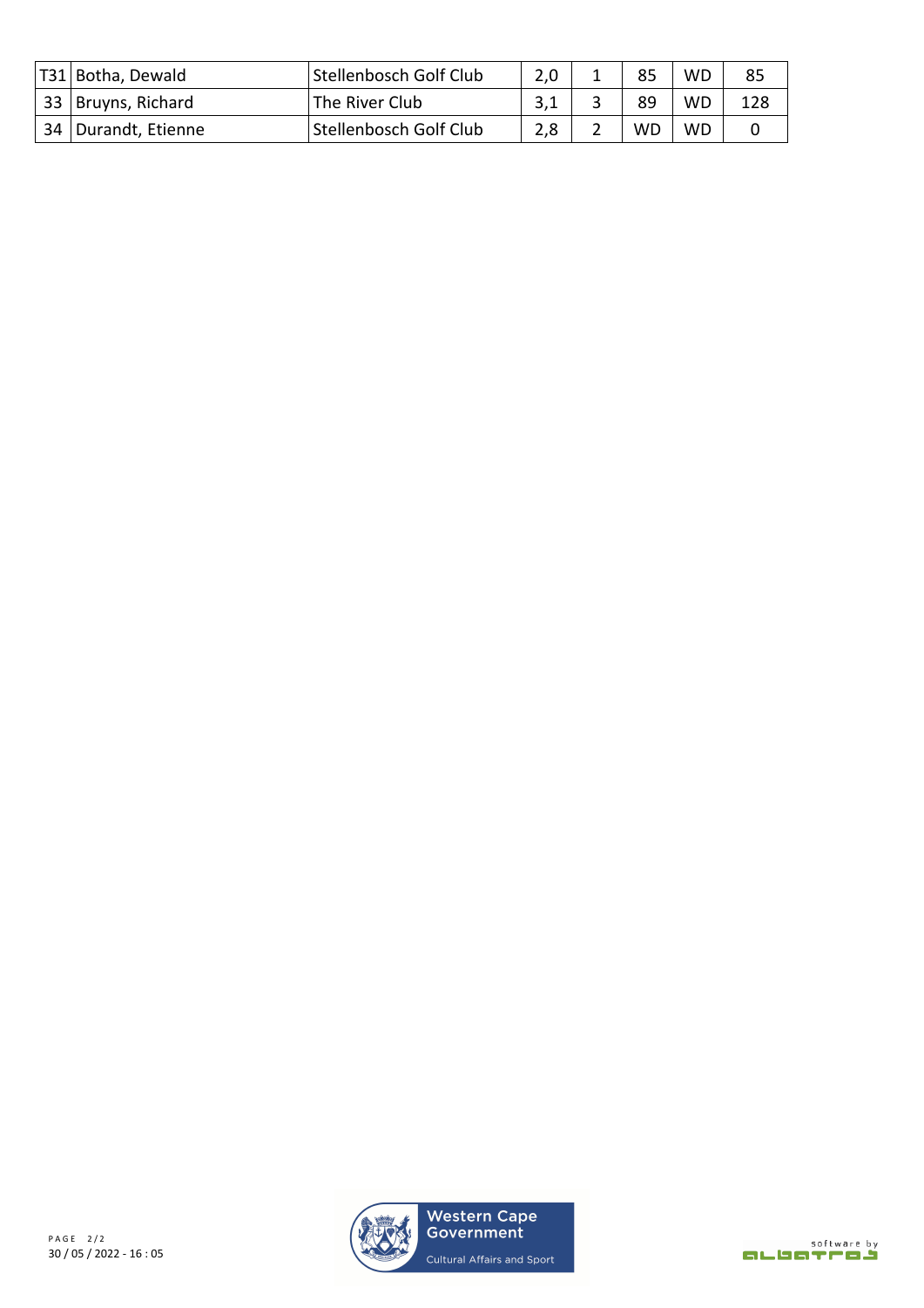| | | | | | | | |
|---|---|---|---|---|---|---|---|
| T31 | Botha, Dewald | Stellenbosch Golf Club | 2,0 | 1 | 85 | WD | 85 |
| 33 | Bruyns, Richard | The River Club | 3,1 | 3 | 89 | WD | 128 |
| 34 | Durandt, Etienne | Stellenbosch Golf Club | 2,8 | 2 | WD | WD | 0 |

30 / 05 / 2022 - 16 : 05

Western Cape Government

Cultural Affairs and Sport

software by albatros